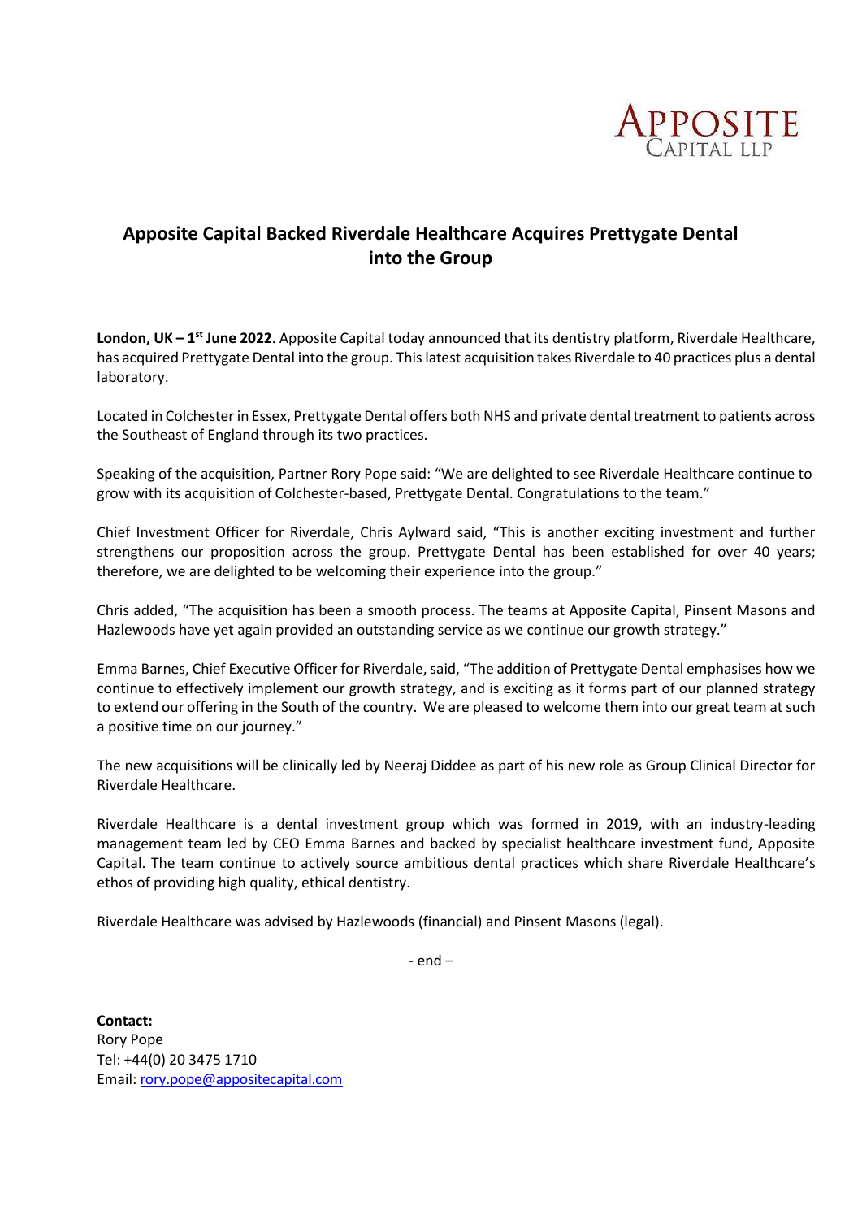APPOSITE
CAPITAL LLP

# Apposite Capital Backed Riverdale Healthcare Acquires Prettygate Dental into the Group

**London, UK – 1st June 2022**. Apposite Capital today announced that its dentistry platform, Riverdale Healthcare, has acquired Prettygate Dental into the group. This latest acquisition takes Riverdale to 40 practices plus a dental laboratory.

Located in Colchester in Essex, Prettygate Dental offers both NHS and private dental treatment to patients across the Southeast of England through its two practices.

Speaking of the acquisition, Partner Rory Pope said: "We are delighted to see Riverdale Healthcare continue to grow with its acquisition of Colchester-based, Prettygate Dental. Congratulations to the team."

Chief Investment Officer for Riverdale, Chris Aylward said, "This is another exciting investment and further strengthens our proposition across the group. Prettygate Dental has been established for over 40 years; therefore, we are delighted to be welcoming their experience into the group."

Chris added, "The acquisition has been a smooth process. The teams at Apposite Capital, Pinsent Masons and Hazlewoods have yet again provided an outstanding service as we continue our growth strategy."

Emma Barnes, Chief Executive Officer for Riverdale, said, "The addition of Prettygate Dental emphasises how we continue to effectively implement our growth strategy, and is exciting as it forms part of our planned strategy to extend our offering in the South of the country. We are pleased to welcome them into our great team at such a positive time on our journey."

The new acquisitions will be clinically led by Neeraj Diddee as part of his new role as Group Clinical Director for Riverdale Healthcare.

Riverdale Healthcare is a dental investment group which was formed in 2019, with an industry-leading management team led by CEO Emma Barnes and backed by specialist healthcare investment fund, Apposite Capital. The team continue to actively source ambitious dental practices which share Riverdale Healthcare's ethos of providing high quality, ethical dentistry.

Riverdale Healthcare was advised by Hazlewoods (financial) and Pinsent Masons (legal).

- end –

**Contact:**
Rory Pope
Tel: +44(0) 20 3475 1710
Email: rory.pope@appositecapital.com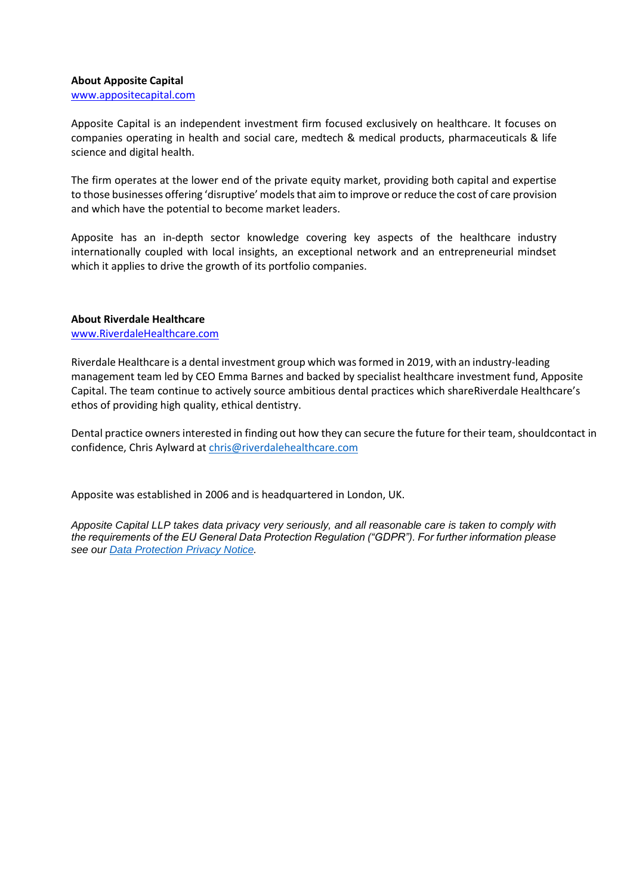**About Apposite Capital**
[www.appositecapital.com](http://www.appositecapital.com)

Apposite Capital is an independent investment firm focused exclusively on healthcare. It focuses on companies operating in health and social care, medtech & medical products, pharmaceuticals & life science and digital health.

The firm operates at the lower end of the private equity market, providing both capital and expertise to those businesses offering 'disruptive' models that aim to improve or reduce the cost of care provision and which have the potential to become market leaders.

Apposite has an in-depth sector knowledge covering key aspects of the healthcare industry internationally coupled with local insights, an exceptional network and an entrepreneurial mindset which it applies to drive the growth of its portfolio companies.

**About Riverdale Healthcare**
[www.RiverdaleHealthcare.com](http://www.RiverdaleHealthcare.com)

Riverdale Healthcare is a dental investment group which was formed in 2019, with an industry-leading management team led by CEO Emma Barnes and backed by specialist healthcare investment fund, Apposite Capital. The team continue to actively source ambitious dental practices which shareRiverdale Healthcare's ethos of providing high quality, ethical dentistry.

Dental practice owners interested in finding out how they can secure the future for their team, shouldcontact in confidence, Chris Aylward at [chris@riverdalehealthcare.com](mailto:chris@riverdalehealthcare.com)

Apposite was established in 2006 and is headquartered in London, UK.

*Apposite Capital LLP takes data privacy very seriously, and all reasonable care is taken to comply with the requirements of the EU General Data Protection Regulation ("GDPR"). For further information please see our Data Protection Privacy Notice.*